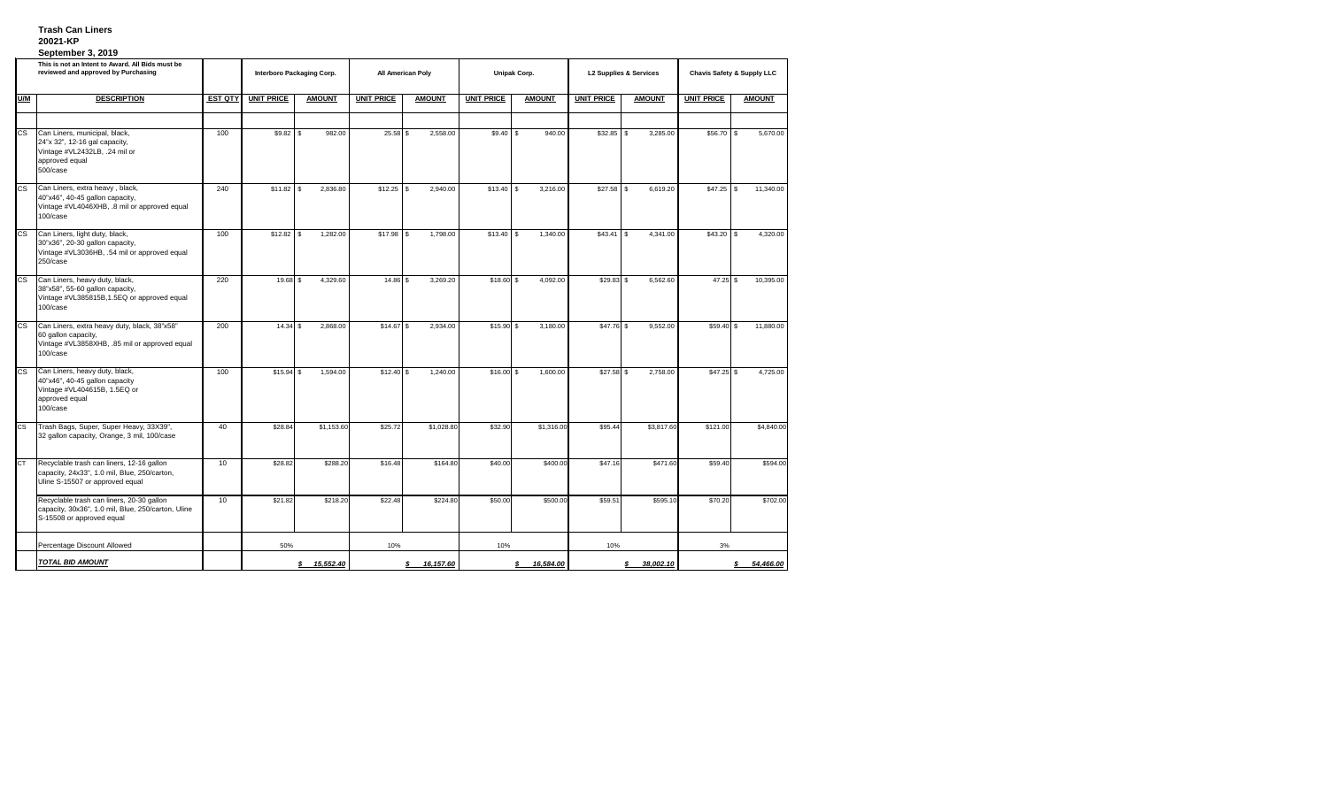**Trash Can Liners**
**20021-KP**
**September 3, 2019**

| U/M | This is not an Intent to Award. All Bids must be reviewed and approved by Purchasing | EST QTY | Interboro Packaging Corp. | | All American Poly | | Unipak Corp. | | L2 Supplies & Services | | Chavis Safety & Supply LLC | |
|---|---|---|---|---|---|---|---|---|---|---|---|---|
| | **DESCRIPTION** | | **UNIT PRICE** | **AMOUNT** | **UNIT PRICE** | **AMOUNT** | **UNIT PRICE** | **AMOUNT** | **UNIT PRICE** | **AMOUNT** | **UNIT PRICE** | **AMOUNT** |
| CS | Can Liners, municipal, black, 24"x 32", 12-16 gal capacity, Vintage #VL2432LB, .24 mil or approved equal 500/case | 100 | $9.82 | $ 982.00 | 25.58 | $ 2,558.00 | $9.40 | $ 940.00 | $32.85 | $ 3,285.00 | $56.70 | $ 5,670.00 |
| CS | Can Liners, extra heavy , black, 40"x46", 40-45 gallon capacity, Vintage #VL4046XHB, .8 mil or approved equal 100/case | 240 | $11.82 | $ 2,836.80 | $12.25 | $ 2,940.00 | $13.40 | $ 3,216.00 | $27.58 | $ 6,619.20 | $47.25 | $ 11,340.00 |
| CS | Can Liners, light duty, black, 30"x36", 20-30 gallon capacity, Vintage #VL3036HB, .54 mil or approved equal 250/case | 100 | $12.82 | $ 1,282.00 | $17.98 | $ 1,798.00 | $13.40 | $ 1,340.00 | $43.41 | $ 4,341.00 | $43.20 | $ 4,320.00 |
| CS | Can Liners, heavy duty, black, 38"x58", 55-60 gallon capacity, Vintage #VL385815B,1.5EQ or approved equal 100/case | 220 | 19.68 | $ 4,329.60 | 14.86 | $ 3,269.20 | $18.60 | $ 4,092.00 | $29.83 | $ 6,562.60 | 47.25 | $ 10,395.00 |
| CS | Can Liners, extra heavy duty, black, 38"x58" 60 gallon capacity, Vintage #VL3858XHB, .85 mil or approved equal 100/case | 200 | 14.34 | $ 2,868.00 | $14.67 | $ 2,934.00 | $15.90 | $ 3,180.00 | $47.76 | $ 9,552.00 | $59.40 | $ 11,880.00 |
| CS | Can Liners, heavy duty, black, 40"x46", 40-45 gallon capacity Vintage #VL404615B, 1.5EQ or approved equal 100/case | 100 | $15.94 | $ 1,594.00 | $12.40 | $ 1,240.00 | $16.00 | $ 1,600.00 | $27.58 | $ 2,758.00 | $47.25 | $ 4,725.00 |
| CS | Trash Bags, Super, Super Heavy, 33X39", 32 gallon capacity, Orange, 3 mil, 100/case | 40 | $28.84 | $1,153.60 | $25.72 | $1,028.80 | $32.90 | $1,316.00 | $95.44 | $3,817.60 | $121.00 | $4,840.00 |
| CT | Recyclable trash can liners, 12-16 gallon capacity, 24x33", 1.0 mil, Blue, 250/carton, Uline S-15507 or approved equal | 10 | $28.82 | $288.20 | $16.48 | $164.80 | $40.00 | $400.00 | $47.16 | $471.60 | $59.40 | $594.00 |
| | Recyclable trash can liners, 20-30 gallon capacity, 30x36", 1.0 mil, Blue, 250/carton, Uline S-15508 or approved equal | 10 | $21.82 | $218.20 | $22.48 | $224.80 | $50.00 | $500.00 | $59.51 | $595.10 | $70.20 | $702.00 |
| | Percentage Discount Allowed | | 50% | | 10% | | 10% | | 10% | | 3% | |
| | ***TOTAL BID AMOUNT*** | | | ***$ 15,552.40*** | | ***$ 16,157.60*** | | ***$ 16,584.00*** | | ***$ 38,002.10*** | | ***$ 54,466.00*** |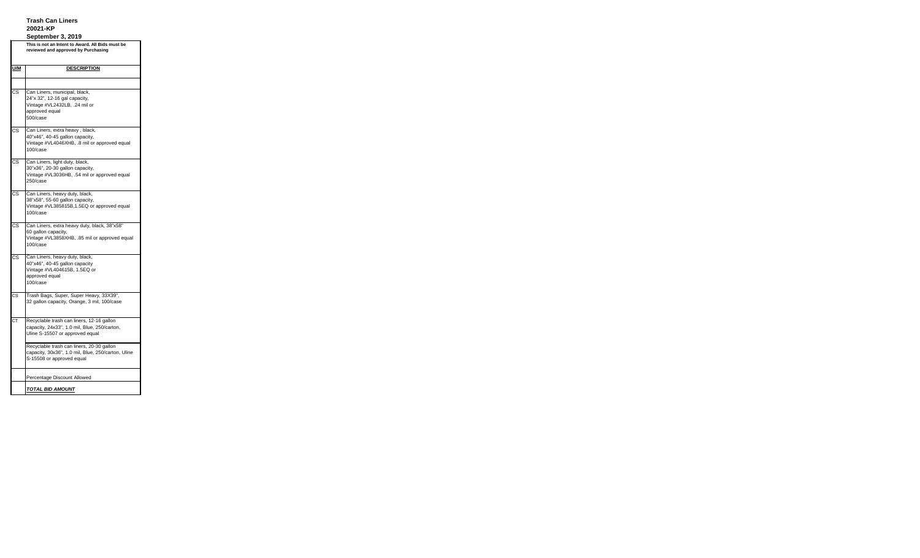**Trash Can Liners**
**20021-KP**
**September 3, 2019**

| | This is not an Intent to Award. All Bids must be reviewed and approved by Purchasing |
|---|---|
| **U/M** | **DESCRIPTION** |
| | |
| CS | Can Liners, municipal, black, 24"x 32", 12-16 gal capacity, Vintage #VL2432LB, .24 mil or approved equal 500/case |
| CS | Can Liners, extra heavy , black, 40"x46", 40-45 gallon capacity, Vintage #VL4046XHB, .8 mil or approved equal 100/case |
| CS | Can Liners, light duty, black, 30"x36", 20-30 gallon capacity, Vintage #VL3036HB, .54 mil or approved equal 250/case |
| CS | Can Liners, heavy duty, black, 38"x58", 55-60 gallon capacity, Vintage #VL385815B,1.5EQ or approved equal 100/case |
| CS | Can Liners, extra heavy duty, black, 38"x58" 60 gallon capacity, Vintage #VL3858XHB, .85 mil or approved equal 100/case |
| CS | Can Liners, heavy duty, black, 40"x46", 40-45 gallon capacity Vintage #VL404615B, 1.5EQ or approved equal 100/case |
| CS | Trash Bags, Super, Super Heavy, 33X39", 32 gallon capacity, Orange, 3 mil, 100/case |
| CT | Recyclable trash can liners, 12-16 gallon capacity, 24x33", 1.0 mil, Blue, 250/carton, Uline S-15507 or approved equal |
| | Recyclable trash can liners, 20-30 gallon capacity, 30x36", 1.0 mil, Blue, 250/carton, Uline S-15508 or approved equal |
| | Percentage Discount Allowed |
| | ***TOTAL BID AMOUNT*** |